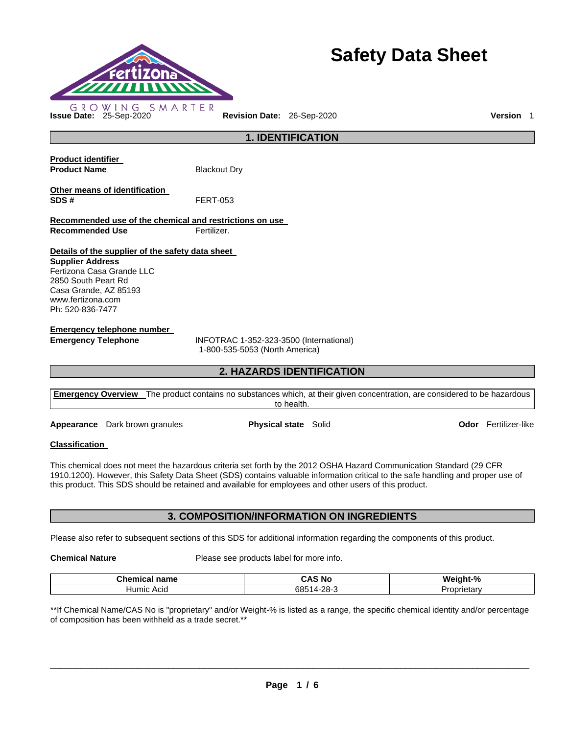# Safety Data Sheet

GROWING SMARTER

**Issue Date:** 25-Sep-2020 **Revision Date:** 26-Sep-2020 **Version** 1

## 1. IDENTIFICATION

**Product identifier**

**Product Name** Blackout Dry

**Other means of identification**

**SDS #** FERT-053

**Recommended use of the chemical and restrictions on use**

**Recommended Use** Fertilizer.

**Details of the supplier of the safety data sheet**

**Supplier Address**
Fertizona Casa Grande LLC
2850 South Peart Rd
Casa Grande, AZ 85193
www.fertizona.com
Ph: 520-836-7477

**Emergency telephone number**

**Emergency Telephone** INFOTRAC 1-352-323-3500 (International)
1-800-535-5053 (North America)

## 2. HAZARDS IDENTIFICATION

**Emergency Overview** The product contains no substances which, at their given concentration, are considered to be hazardous to health.

**Appearance** Dark brown granules **Physical state** Solid **Odor** Fertilizer-like

**Classification**

This chemical does not meet the hazardous criteria set forth by the 2012 OSHA Hazard Communication Standard (29 CFR 1910.1200). However, this Safety Data Sheet (SDS) contains valuable information critical to the safe handling and proper use of this product. This SDS should be retained and available for employees and other users of this product.

## 3. COMPOSITION/INFORMATION ON INGREDIENTS

Please also refer to subsequent sections of this SDS for additional information regarding the components of this product.

**Chemical Nature** Please see products label for more info.

| Chemical name | CAS No | Weight-% |
|---|---|---|
| Humic Acid | 68514-28-3 | Proprietary |

**If Chemical Name/CAS No is "proprietary" and/or Weight-% is listed as a range, the specific chemical identity and/or percentage of composition has been withheld as a trade secret.**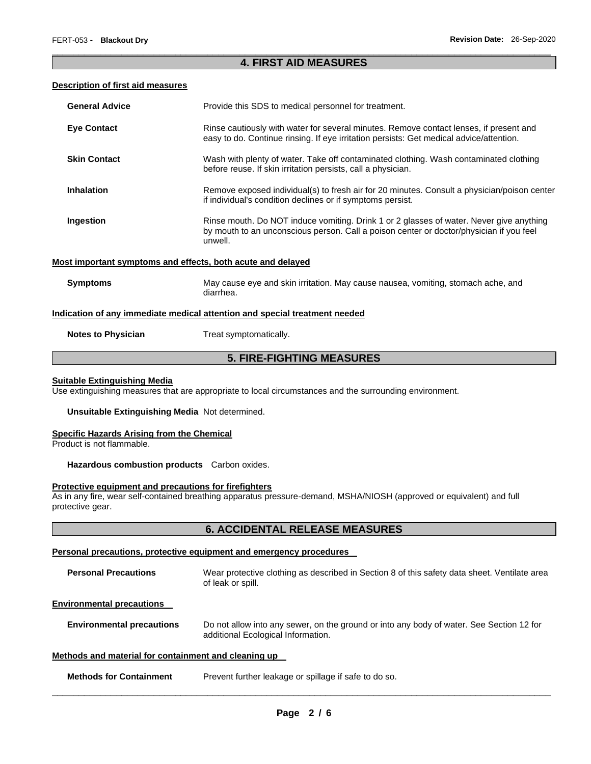## 4. FIRST AID MEASURES

### Description of first aid measures

**General Advice** Provide this SDS to medical personnel for treatment.

**Eye Contact** Rinse cautiously with water for several minutes. Remove contact lenses, if present and easy to do. Continue rinsing. If eye irritation persists: Get medical advice/attention.

**Skin Contact** Wash with plenty of water. Take off contaminated clothing. Wash contaminated clothing before reuse. If skin irritation persists, call a physician.

**Inhalation** Remove exposed individual(s) to fresh air for 20 minutes. Consult a physician/poison center if individual's condition declines or if symptoms persist.

**Ingestion** Rinse mouth. Do NOT induce vomiting. Drink 1 or 2 glasses of water. Never give anything by mouth to an unconscious person. Call a poison center or doctor/physician if you feel unwell.

### Most important symptoms and effects, both acute and delayed

**Symptoms** May cause eye and skin irritation. May cause nausea, vomiting, stomach ache, and diarrhea.

### Indication of any immediate medical attention and special treatment needed

**Notes to Physician** Treat symptomatically.

## 5. FIRE-FIGHTING MEASURES

### Suitable Extinguishing Media

Use extinguishing measures that are appropriate to local circumstances and the surrounding environment.

**Unsuitable Extinguishing Media** Not determined.

### Specific Hazards Arising from the Chemical

Product is not flammable.

**Hazardous combustion products** Carbon oxides.

### Protective equipment and precautions for firefighters

As in any fire, wear self-contained breathing apparatus pressure-demand, MSHA/NIOSH (approved or equivalent) and full protective gear.

## 6. ACCIDENTAL RELEASE MEASURES

### Personal precautions, protective equipment and emergency procedures

**Personal Precautions** Wear protective clothing as described in Section 8 of this safety data sheet. Ventilate area of leak or spill.

### Environmental precautions

**Environmental precautions** Do not allow into any sewer, on the ground or into any body of water. See Section 12 for additional Ecological Information.

### Methods and material for containment and cleaning up

**Methods for Containment** Prevent further leakage or spillage if safe to do so.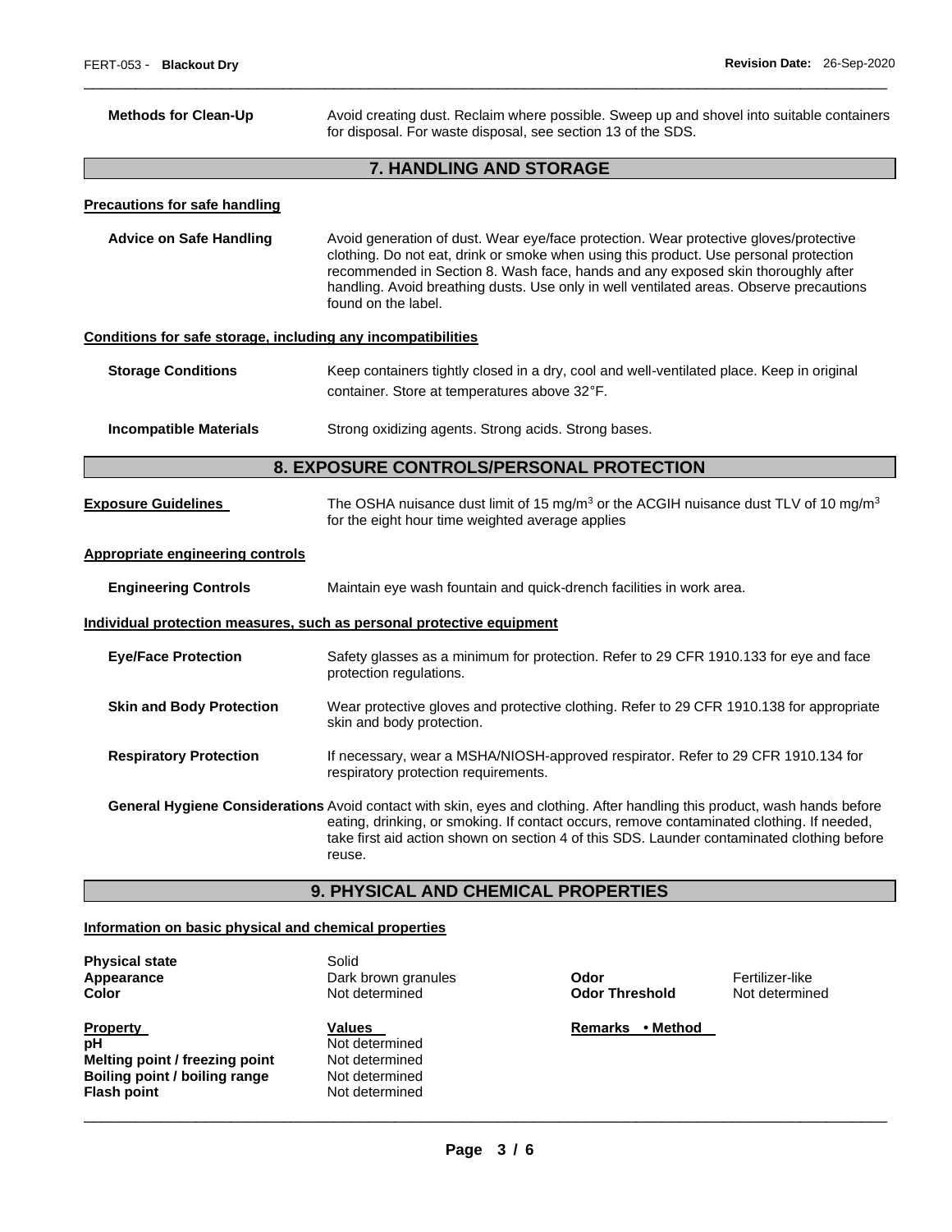**Methods for Clean-Up** Avoid creating dust. Reclaim where possible. Sweep up and shovel into suitable containers for disposal. For waste disposal, see section 13 of the SDS.

## 7. HANDLING AND STORAGE

**Precautions for safe handling**

**Advice on Safe Handling** Avoid generation of dust. Wear eye/face protection. Wear protective gloves/protective clothing. Do not eat, drink or smoke when using this product. Use personal protection recommended in Section 8. Wash face, hands and any exposed skin thoroughly after handling. Avoid breathing dusts. Use only in well ventilated areas. Observe precautions found on the label.

**Conditions for safe storage, including any incompatibilities**

**Storage Conditions** Keep containers tightly closed in a dry, cool and well-ventilated place. Keep in original container. Store at temperatures above 32°F.

**Incompatible Materials** Strong oxidizing agents. Strong acids. Strong bases.

## 8. EXPOSURE CONTROLS/PERSONAL PROTECTION

**Exposure Guidelines** The OSHA nuisance dust limit of 15 mg/m$^3$ or the ACGIH nuisance dust TLV of 10 mg/m$^3$ for the eight hour time weighted average applies

**Appropriate engineering controls**

**Engineering Controls** Maintain eye wash fountain and quick-drench facilities in work area.

**Individual protection measures, such as personal protective equipment**

**Eye/Face Protection** Safety glasses as a minimum for protection. Refer to 29 CFR 1910.133 for eye and face protection regulations.

**Skin and Body Protection** Wear protective gloves and protective clothing. Refer to 29 CFR 1910.138 for appropriate skin and body protection.

**Respiratory Protection** If necessary, wear a MSHA/NIOSH-approved respirator. Refer to 29 CFR 1910.134 for respiratory protection requirements.

**General Hygiene Considerations** Avoid contact with skin, eyes and clothing. After handling this product, wash hands before eating, drinking, or smoking. If contact occurs, remove contaminated clothing. If needed, take first aid action shown on section 4 of this SDS. Launder contaminated clothing before reuse.

## 9. PHYSICAL AND CHEMICAL PROPERTIES

**Information on basic physical and chemical properties**

| | | | |
|---|---|---|---|
| **Physical state** | Solid | | |
| **Appearance** | Dark brown granules | **Odor** | Fertilizer-like |
| **Color** | Not determined | **Odor Threshold** | Not determined |

| **Property** | **Values** | **Remarks • Method** |
|---|---|---|
| **pH** | Not determined | |
| **Melting point / freezing point** | Not determined | |
| **Boiling point / boiling range** | Not determined | |
| **Flash point** | Not determined | |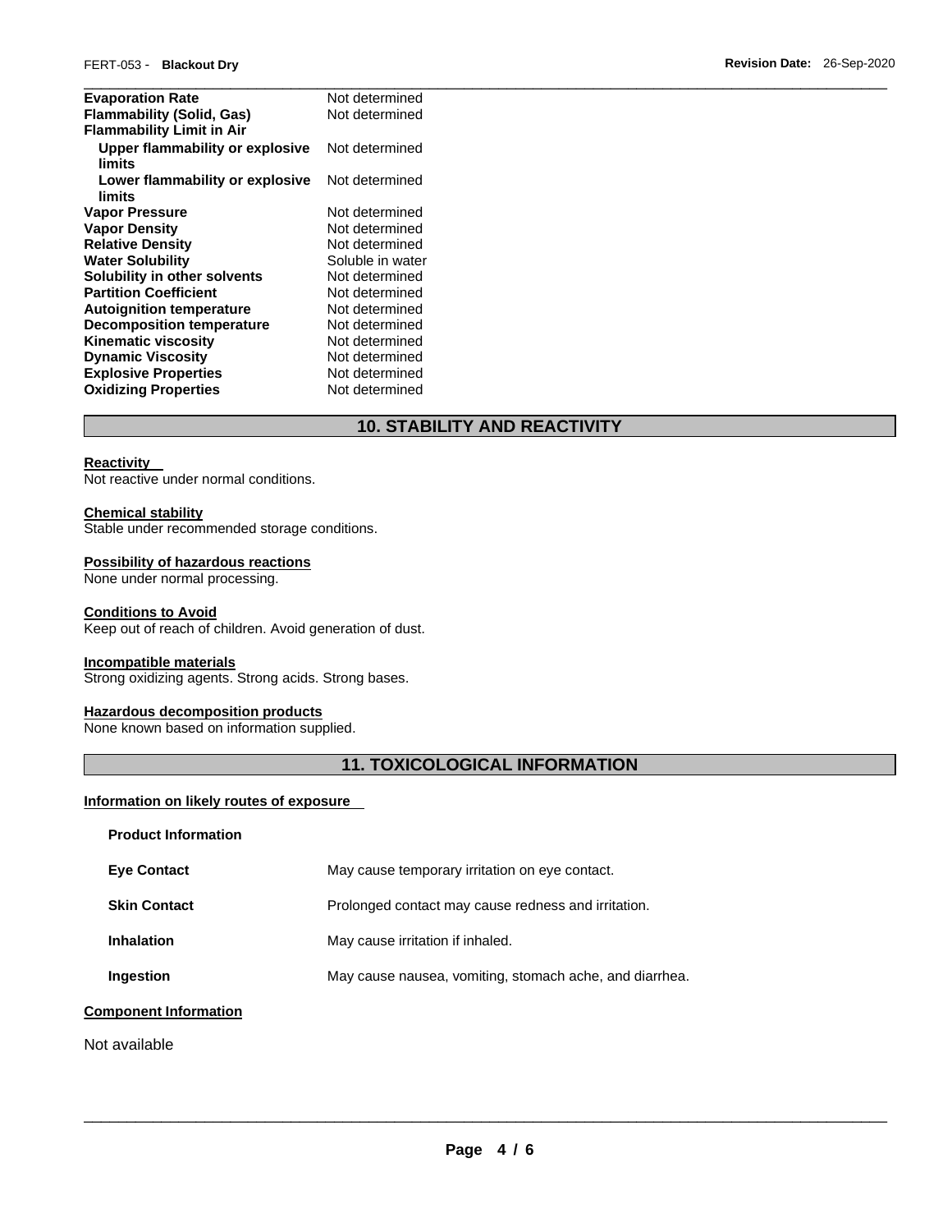| | |
|---|---|
| **Evaporation Rate** | Not determined |
| **Flammability (Solid, Gas)** | Not determined |
| **Flammability Limit in Air** | |
| **Upper flammability or explosive limits** | Not determined |
| **Lower flammability or explosive limits** | Not determined |
| **Vapor Pressure** | Not determined |
| **Vapor Density** | Not determined |
| **Relative Density** | Not determined |
| **Water Solubility** | Soluble in water |
| **Solubility in other solvents** | Not determined |
| **Partition Coefficient** | Not determined |
| **Autoignition temperature** | Not determined |
| **Decomposition temperature** | Not determined |
| **Kinematic viscosity** | Not determined |
| **Dynamic Viscosity** | Not determined |
| **Explosive Properties** | Not determined |
| **Oxidizing Properties** | Not determined |

## 10. STABILITY AND REACTIVITY

**Reactivity**

Not reactive under normal conditions.

**Chemical stability**

Stable under recommended storage conditions.

**Possibility of hazardous reactions**

None under normal processing.

**Conditions to Avoid**

Keep out of reach of children. Avoid generation of dust.

**Incompatible materials**

Strong oxidizing agents. Strong acids. Strong bases.

**Hazardous decomposition products**

None known based on information supplied.

## 11. TOXICOLOGICAL INFORMATION

**Information on likely routes of exposure**

**Product Information**

| | |
|---|---|
| **Eye Contact** | May cause temporary irritation on eye contact. |
| **Skin Contact** | Prolonged contact may cause redness and irritation. |
| **Inhalation** | May cause irritation if inhaled. |
| **Ingestion** | May cause nausea, vomiting, stomach ache, and diarrhea. |

**Component Information**

Not available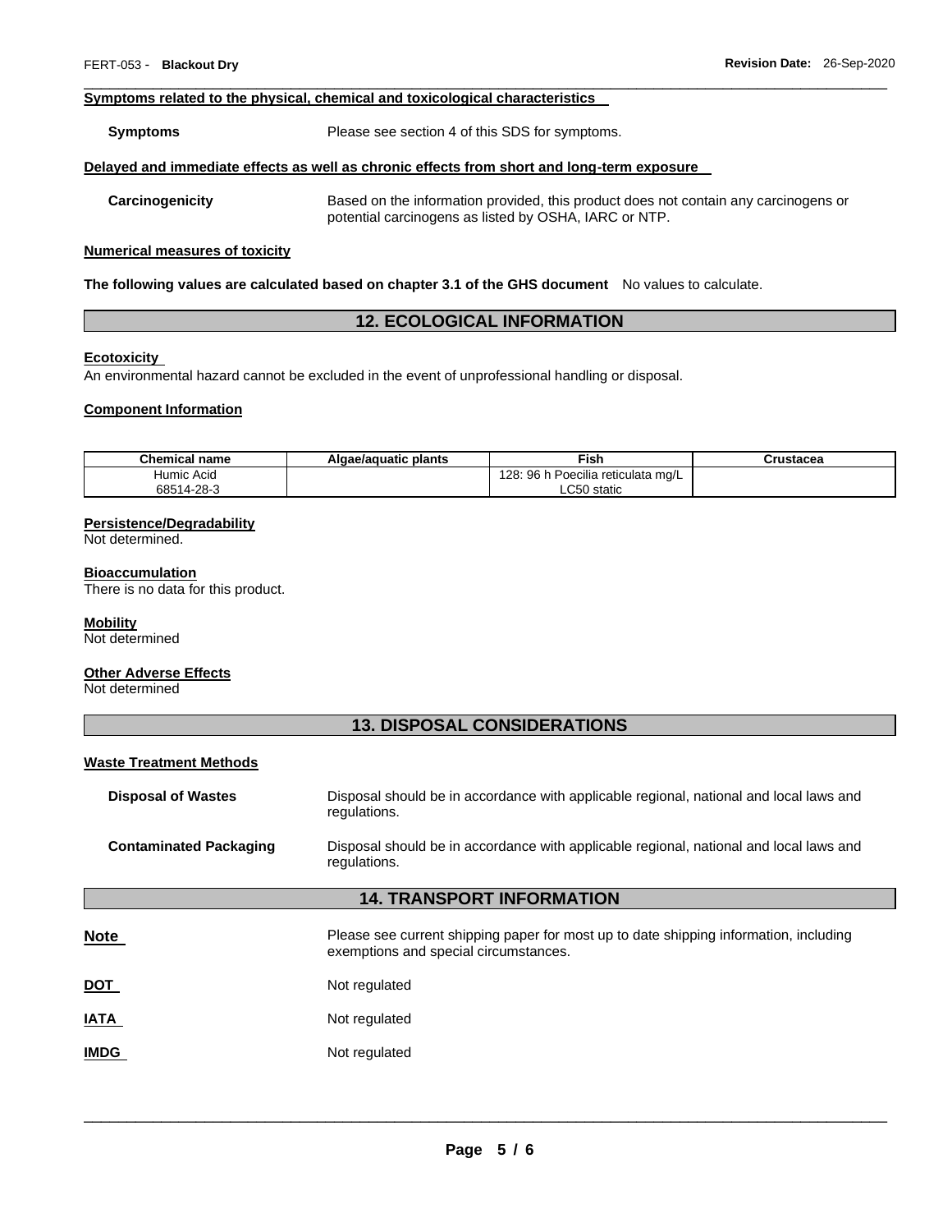**Symptoms related to the physical, chemical and toxicological characteristics**

**Symptoms** Please see section 4 of this SDS for symptoms.

**Delayed and immediate effects as well as chronic effects from short and long-term exposure**

**Carcinogenicity** Based on the information provided, this product does not contain any carcinogens or potential carcinogens as listed by OSHA, IARC or NTP.

**Numerical measures of toxicity**

**The following values are calculated based on chapter 3.1 of the GHS document** No values to calculate.

## 12. ECOLOGICAL INFORMATION

**Ecotoxicity**

An environmental hazard cannot be excluded in the event of unprofessional handling or disposal.

**Component Information**

| Chemical name | Algae/aquatic plants | Fish | Crustacea |
|---|---|---|---|
| Humic Acid 68514-28-3 | | 128: 96 h Poecilia reticulata mg/L LC50 static | |

**Persistence/Degradability**

Not determined.

**Bioaccumulation**

There is no data for this product.

**Mobility**

Not determined

**Other Adverse Effects**

Not determined

## 13. DISPOSAL CONSIDERATIONS

**Waste Treatment Methods**

**Disposal of Wastes** Disposal should be in accordance with applicable regional, national and local laws and regulations.

**Contaminated Packaging** Disposal should be in accordance with applicable regional, national and local laws and regulations.

## 14. TRANSPORT INFORMATION

**Note** Please see current shipping paper for most up to date shipping information, including exemptions and special circumstances.

**DOT** Not regulated

**IATA** Not regulated

**IMDG** Not regulated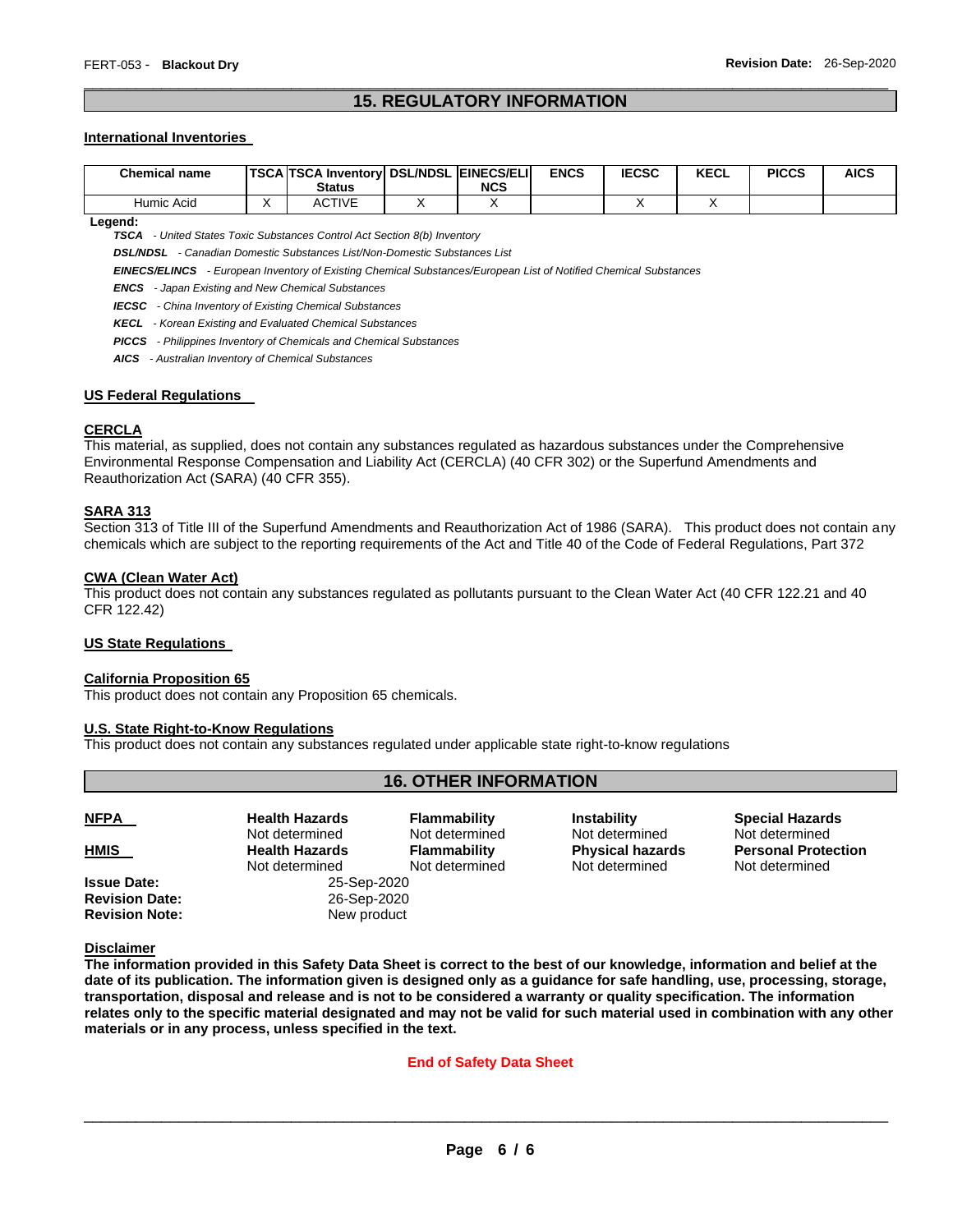## 15. REGULATORY INFORMATION

**International Inventories**

| Chemical name | TSCA | TSCA Inventory Status | DSL/NDSL | EINECS/ELINCS | ENCS | IECSC | KECL | PICCS | AICS |
|---|---|---|---|---|---|---|---|---|---|
| Humic Acid | X | ACTIVE | X | X | | X | X | | |

**Legend:**

***TSCA*** *- United States Toxic Substances Control Act Section 8(b) Inventory*

***DSL/NDSL*** *- Canadian Domestic Substances List/Non-Domestic Substances List*

***EINECS/ELINCS*** *- European Inventory of Existing Chemical Substances/European List of Notified Chemical Substances*

***ENCS*** *- Japan Existing and New Chemical Substances*

***IECSC*** *- China Inventory of Existing Chemical Substances*

***KECL*** *- Korean Existing and Evaluated Chemical Substances*

***PICCS*** *- Philippines Inventory of Chemicals and Chemical Substances*

***AICS*** *- Australian Inventory of Chemical Substances*

**US Federal Regulations**

**CERCLA**

This material, as supplied, does not contain any substances regulated as hazardous substances under the Comprehensive Environmental Response Compensation and Liability Act (CERCLA) (40 CFR 302) or the Superfund Amendments and Reauthorization Act (SARA) (40 CFR 355).

**SARA 313**

Section 313 of Title III of the Superfund Amendments and Reauthorization Act of 1986 (SARA). This product does not contain any chemicals which are subject to the reporting requirements of the Act and Title 40 of the Code of Federal Regulations, Part 372

**CWA (Clean Water Act)**

This product does not contain any substances regulated as pollutants pursuant to the Clean Water Act (40 CFR 122.21 and 40 CFR 122.42)

**US State Regulations**

**California Proposition 65**

This product does not contain any Proposition 65 chemicals.

**U.S. State Right-to-Know Regulations**

This product does not contain any substances regulated under applicable state right-to-know regulations

## 16. OTHER INFORMATION

| | | | | |
|---|---|---|---|---|
| **NFPA** | **Health Hazards** Not determined | **Flammability** Not determined | **Instability** Not determined | **Special Hazards** Not determined |
| **HMIS** | **Health Hazards** Not determined | **Flammability** Not determined | **Physical hazards** Not determined | **Personal Protection** Not determined |

**Issue Date:** 25-Sep-2020
**Revision Date:** 26-Sep-2020
**Revision Note:** New product

**Disclaimer**

**The information provided in this Safety Data Sheet is correct to the best of our knowledge, information and belief at the date of its publication. The information given is designed only as a guidance for safe handling, use, processing, storage, transportation, disposal and release and is not to be considered a warranty or quality specification. The information relates only to the specific material designated and may not be valid for such material used in combination with any other materials or in any process, unless specified in the text.**

**End of Safety Data Sheet**